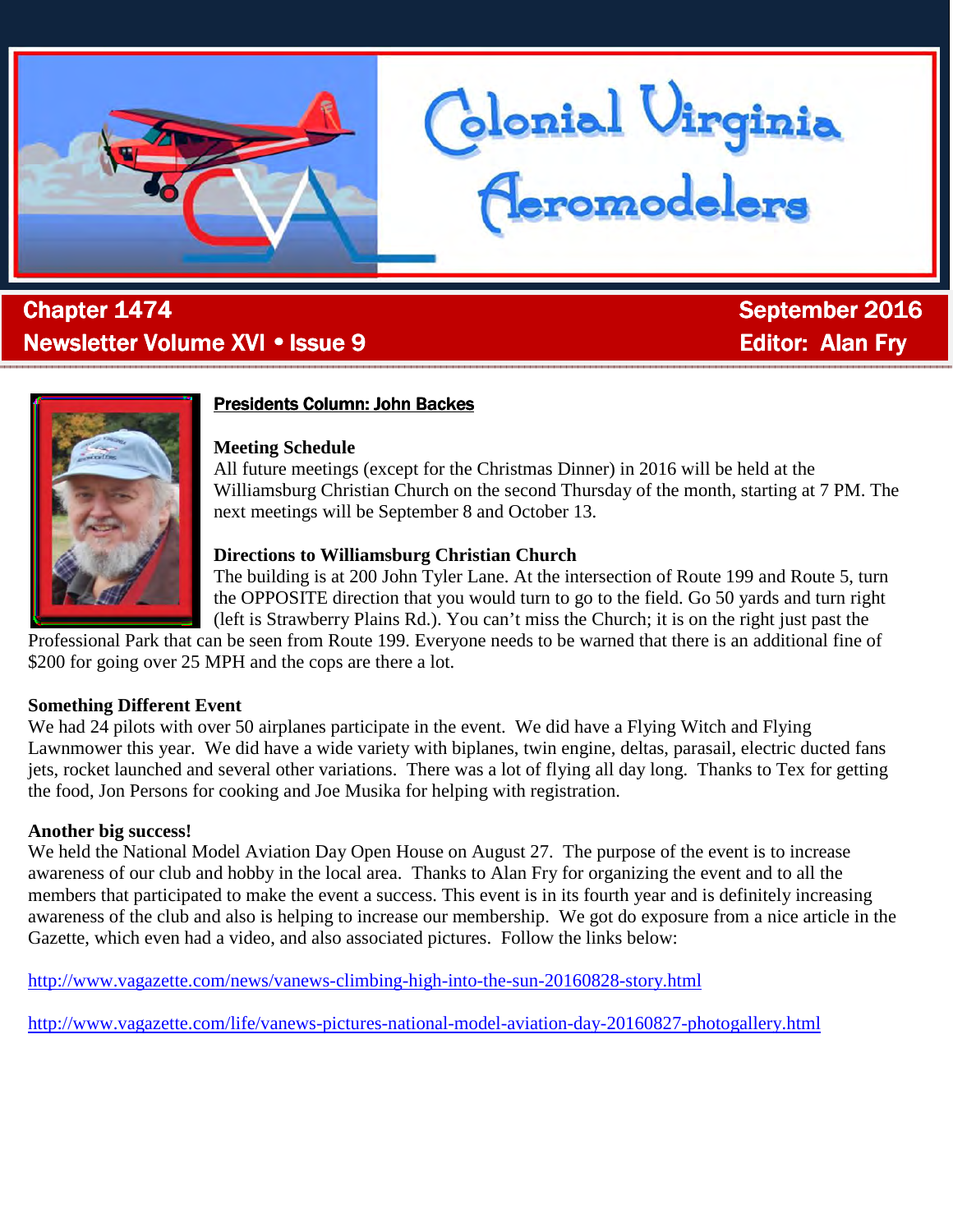# Colonial Virginia Aeromodelers

**Chapter 1474** | **September 2016**

**Newsletter Volume XVI • Issue 9** | **Editor: Alan Fry**

## Presidents Column: John Backes

**Meeting Schedule**

All future meetings (except for the Christmas Dinner) in 2016 will be held at the Williamsburg Christian Church on the second Thursday of the month, starting at 7 PM. The next meetings will be September 8 and October 13.

**Directions to Williamsburg Christian Church**

The building is at 200 John Tyler Lane. At the intersection of Route 199 and Route 5, turn the OPPOSITE direction that you would turn to go to the field. Go 50 yards and turn right (left is Strawberry Plains Rd.). You can't miss the Church; it is on the right just past the Professional Park that can be seen from Route 199. Everyone needs to be warned that there is an additional fine of $200 for going over 25 MPH and the cops are there a lot.

**Something Different Event**

We had 24 pilots with over 50 airplanes participate in the event. We did have a Flying Witch and Flying Lawnmower this year. We did have a wide variety with biplanes, twin engine, deltas, parasail, electric ducted fans jets, rocket launched and several other variations. There was a lot of flying all day long. Thanks to Tex for getting the food, Jon Persons for cooking and Joe Musika for helping with registration.

**Another big success!**

We held the National Model Aviation Day Open House on August 27. The purpose of the event is to increase awareness of our club and hobby in the local area. Thanks to Alan Fry for organizing the event and to all the members that participated to make the event a success. This event is in its fourth year and is definitely increasing awareness of the club and also is helping to increase our membership. We got do exposure from a nice article in the Gazette, which even had a video, and also associated pictures. Follow the links below:

http://www.vagazette.com/news/vanews-climbing-high-into-the-sun-20160828-story.html

http://www.vagazette.com/life/vanews-pictures-national-model-aviation-day-20160827-photogallery.html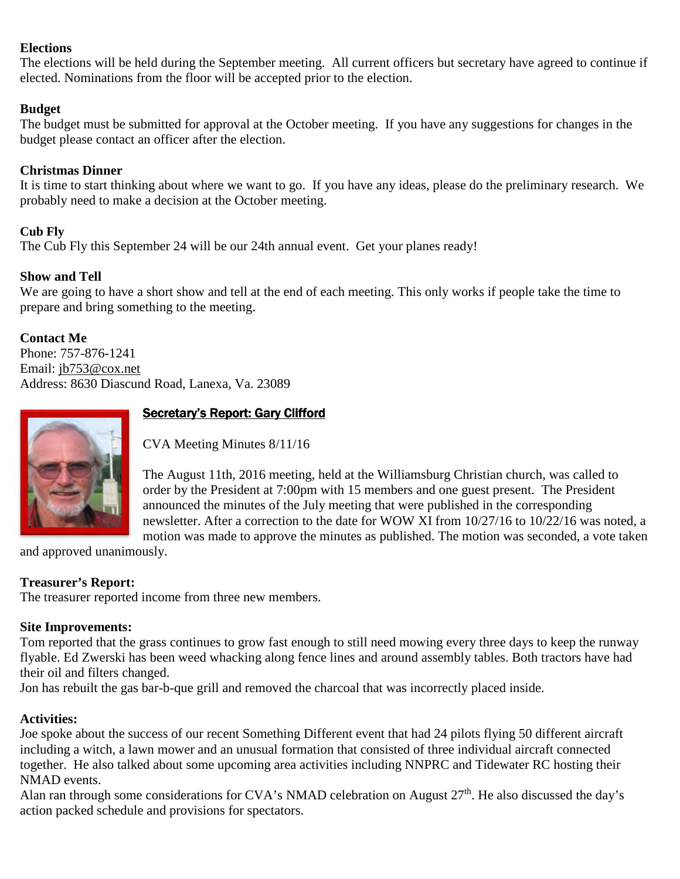**Elections**

The elections will be held during the September meeting. All current officers but secretary have agreed to continue if elected. Nominations from the floor will be accepted prior to the election.

**Budget**

The budget must be submitted for approval at the October meeting. If you have any suggestions for changes in the budget please contact an officer after the election.

**Christmas Dinner**

It is time to start thinking about where we want to go. If you have any ideas, please do the preliminary research. We probably need to make a decision at the October meeting.

**Cub Fly**

The Cub Fly this September 24 will be our 24th annual event. Get your planes ready!

**Show and Tell**

We are going to have a short show and tell at the end of each meeting. This only works if people take the time to prepare and bring something to the meeting.

**Contact Me**

Phone: 757-876-1241
Email: jb753@cox.net
Address: 8630 Diascund Road, Lanexa, Va. 23089

## Secretary's Report: Gary Clifford

CVA Meeting Minutes 8/11/16

The August 11th, 2016 meeting, held at the Williamsburg Christian church, was called to order by the President at 7:00pm with 15 members and one guest present. The President announced the minutes of the July meeting that were published in the corresponding newsletter. After a correction to the date for WOW XI from 10/27/16 to 10/22/16 was noted, a motion was made to approve the minutes as published. The motion was seconded, a vote taken and approved unanimously.

**Treasurer's Report:**

The treasurer reported income from three new members.

**Site Improvements:**

Tom reported that the grass continues to grow fast enough to still need mowing every three days to keep the runway flyable. Ed Zwerski has been weed whacking along fence lines and around assembly tables. Both tractors have had their oil and filters changed.

Jon has rebuilt the gas bar-b-que grill and removed the charcoal that was incorrectly placed inside.

**Activities:**

Joe spoke about the success of our recent Something Different event that had 24 pilots flying 50 different aircraft including a witch, a lawn mower and an unusual formation that consisted of three individual aircraft connected together. He also talked about some upcoming area activities including NNPRC and Tidewater RC hosting their NMAD events.

Alan ran through some considerations for CVA's NMAD celebration on August 27th. He also discussed the day's action packed schedule and provisions for spectators.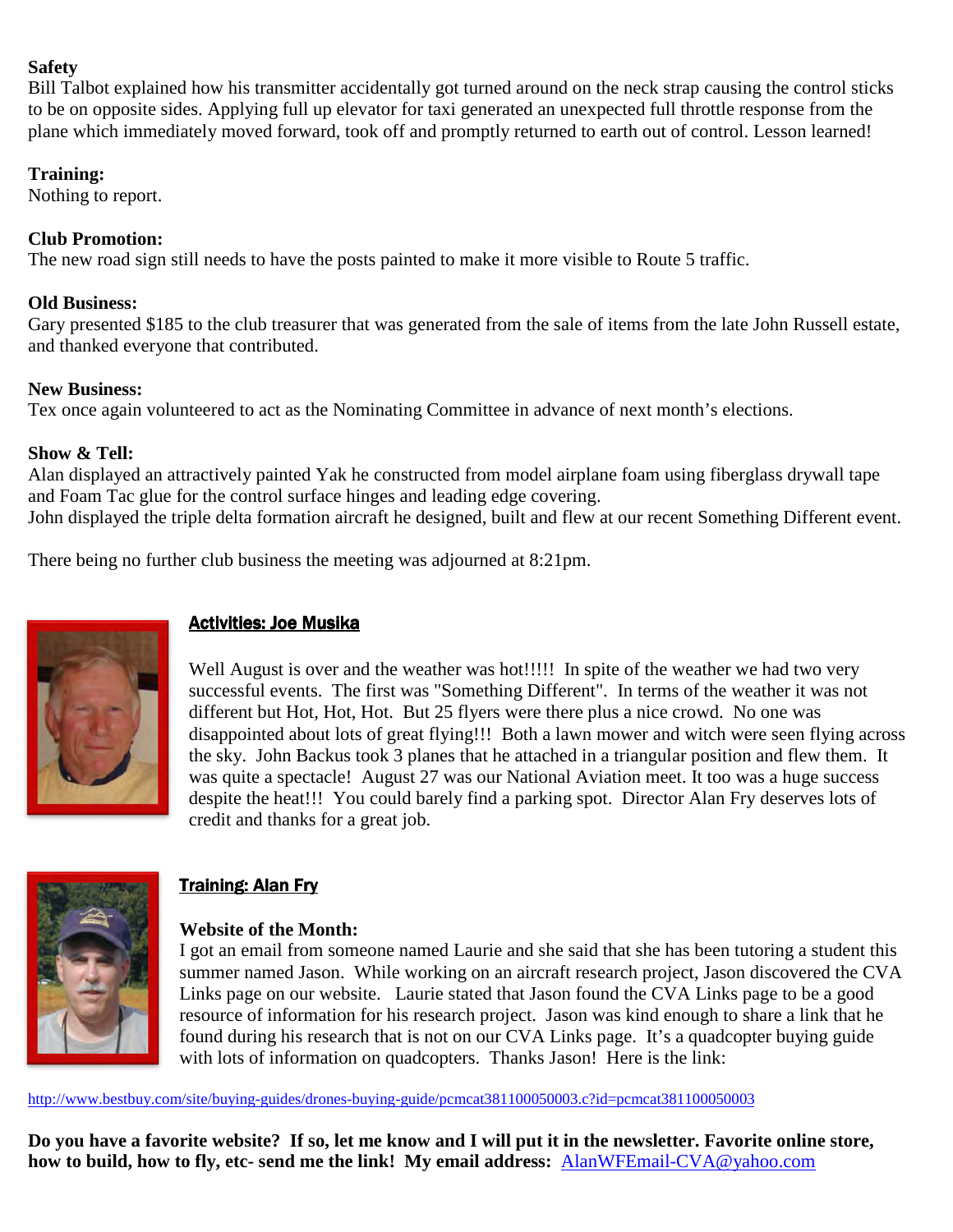**Safety**

Bill Talbot explained how his transmitter accidentally got turned around on the neck strap causing the control sticks to be on opposite sides. Applying full up elevator for taxi generated an unexpected full throttle response from the plane which immediately moved forward, took off and promptly returned to earth out of control. Lesson learned!

**Training:**

Nothing to report.

**Club Promotion:**

The new road sign still needs to have the posts painted to make it more visible to Route 5 traffic.

**Old Business:**

Gary presented $185 to the club treasurer that was generated from the sale of items from the late John Russell estate, and thanked everyone that contributed.

**New Business:**

Tex once again volunteered to act as the Nominating Committee in advance of next month's elections.

**Show & Tell:**

Alan displayed an attractively painted Yak he constructed from model airplane foam using fiberglass drywall tape and Foam Tac glue for the control surface hinges and leading edge covering.

John displayed the triple delta formation aircraft he designed, built and flew at our recent Something Different event.

There being no further club business the meeting was adjourned at 8:21pm.

## Activities: Joe Musika

Well August is over and the weather was hot!!!!! In spite of the weather we had two very successful events. The first was "Something Different". In terms of the weather it was not different but Hot, Hot, Hot. But 25 flyers were there plus a nice crowd. No one was disappointed about lots of great flying!!! Both a lawn mower and witch were seen flying across the sky. John Backus took 3 planes that he attached in a triangular position and flew them. It was quite a spectacle! August 27 was our National Aviation meet. It too was a huge success despite the heat!!! You could barely find a parking spot. Director Alan Fry deserves lots of credit and thanks for a great job.

## Training: Alan Fry

**Website of the Month:**

I got an email from someone named Laurie and she said that she has been tutoring a student this summer named Jason. While working on an aircraft research project, Jason discovered the CVA Links page on our website. Laurie stated that Jason found the CVA Links page to be a good resource of information for his research project. Jason was kind enough to share a link that he found during his research that is not on our CVA Links page. It's a quadcopter buying guide with lots of information on quadcopters. Thanks Jason! Here is the link:

http://www.bestbuy.com/site/buying-guides/drones-buying-guide/pcmcat381100050003.c?id=pcmcat381100050003

**Do you have a favorite website? If so, let me know and I will put it in the newsletter. Favorite online store, how to build, how to fly, etc- send me the link! My email address:** AlanWFEmail-CVA@yahoo.com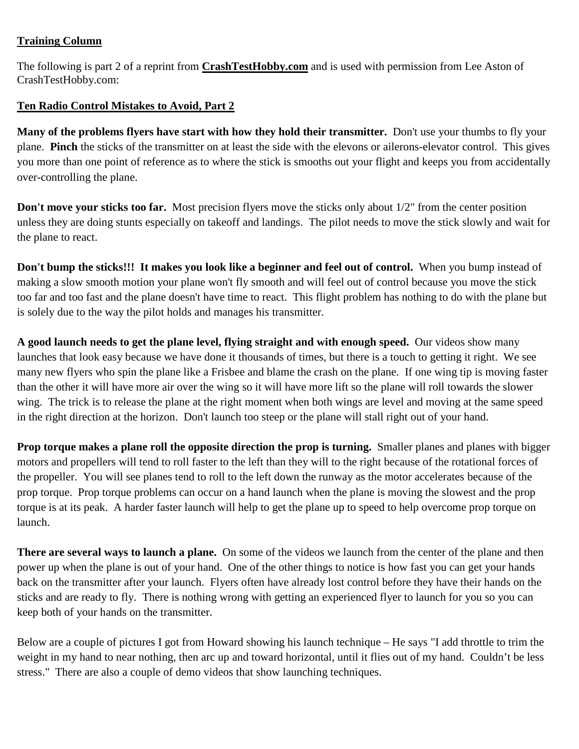**Training Column**

The following is part 2 of a reprint from **CrashTestHobby.com** and is used with permission from Lee Aston of CrashTestHobby.com:

**Ten Radio Control Mistakes to Avoid, Part 2**

**Many of the problems flyers have start with how they hold their transmitter.** Don't use your thumbs to fly your plane. **Pinch** the sticks of the transmitter on at least the side with the elevons or ailerons-elevator control. This gives you more than one point of reference as to where the stick is smooths out your flight and keeps you from accidentally over-controlling the plane.

**Don't move your sticks too far.** Most precision flyers move the sticks only about 1/2" from the center position unless they are doing stunts especially on takeoff and landings. The pilot needs to move the stick slowly and wait for the plane to react.

**Don't bump the sticks!!! It makes you look like a beginner and feel out of control.** When you bump instead of making a slow smooth motion your plane won't fly smooth and will feel out of control because you move the stick too far and too fast and the plane doesn't have time to react. This flight problem has nothing to do with the plane but is solely due to the way the pilot holds and manages his transmitter.

**A good launch needs to get the plane level, flying straight and with enough speed.** Our videos show many launches that look easy because we have done it thousands of times, but there is a touch to getting it right. We see many new flyers who spin the plane like a Frisbee and blame the crash on the plane. If one wing tip is moving faster than the other it will have more air over the wing so it will have more lift so the plane will roll towards the slower wing. The trick is to release the plane at the right moment when both wings are level and moving at the same speed in the right direction at the horizon. Don't launch too steep or the plane will stall right out of your hand.

**Prop torque makes a plane roll the opposite direction the prop is turning.** Smaller planes and planes with bigger motors and propellers will tend to roll faster to the left than they will to the right because of the rotational forces of the propeller. You will see planes tend to roll to the left down the runway as the motor accelerates because of the prop torque. Prop torque problems can occur on a hand launch when the plane is moving the slowest and the prop torque is at its peak. A harder faster launch will help to get the plane up to speed to help overcome prop torque on launch.

**There are several ways to launch a plane.** On some of the videos we launch from the center of the plane and then power up when the plane is out of your hand. One of the other things to notice is how fast you can get your hands back on the transmitter after your launch. Flyers often have already lost control before they have their hands on the sticks and are ready to fly. There is nothing wrong with getting an experienced flyer to launch for you so you can keep both of your hands on the transmitter.

Below are a couple of pictures I got from Howard showing his launch technique – He says "I add throttle to trim the weight in my hand to near nothing, then arc up and toward horizontal, until it flies out of my hand. Couldn't be less stress." There are also a couple of demo videos that show launching techniques.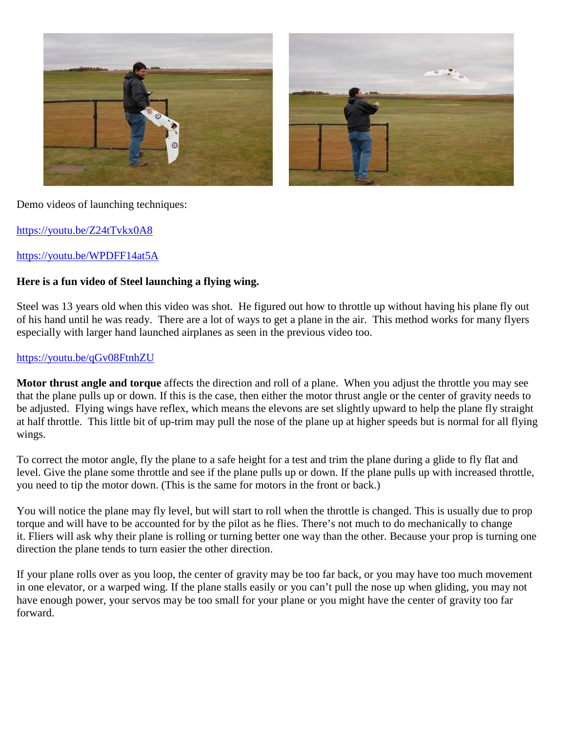Demo videos of launching techniques:

https://youtu.be/Z24tTvkx0A8

https://youtu.be/WPDFF14at5A

**Here is a fun video of Steel launching a flying wing.**

Steel was 13 years old when this video was shot. He figured out how to throttle up without having his plane fly out of his hand until he was ready. There are a lot of ways to get a plane in the air. This method works for many flyers especially with larger hand launched airplanes as seen in the previous video too.

https://youtu.be/qGv08FtnhZU

**Motor thrust angle and torque** affects the direction and roll of a plane. When you adjust the throttle you may see that the plane pulls up or down. If this is the case, then either the motor thrust angle or the center of gravity needs to be adjusted. Flying wings have reflex, which means the elevons are set slightly upward to help the plane fly straight at half throttle. This little bit of up-trim may pull the nose of the plane up at higher speeds but is normal for all flying wings.

To correct the motor angle, fly the plane to a safe height for a test and trim the plane during a glide to fly flat and level. Give the plane some throttle and see if the plane pulls up or down. If the plane pulls up with increased throttle, you need to tip the motor down. (This is the same for motors in the front or back.)

You will notice the plane may fly level, but will start to roll when the throttle is changed. This is usually due to prop torque and will have to be accounted for by the pilot as he flies. There's not much to do mechanically to change it. Fliers will ask why their plane is rolling or turning better one way than the other. Because your prop is turning one direction the plane tends to turn easier the other direction.

If your plane rolls over as you loop, the center of gravity may be too far back, or you may have too much movement in one elevator, or a warped wing. If the plane stalls easily or you can't pull the nose up when gliding, you may not have enough power, your servos may be too small for your plane or you might have the center of gravity too far forward.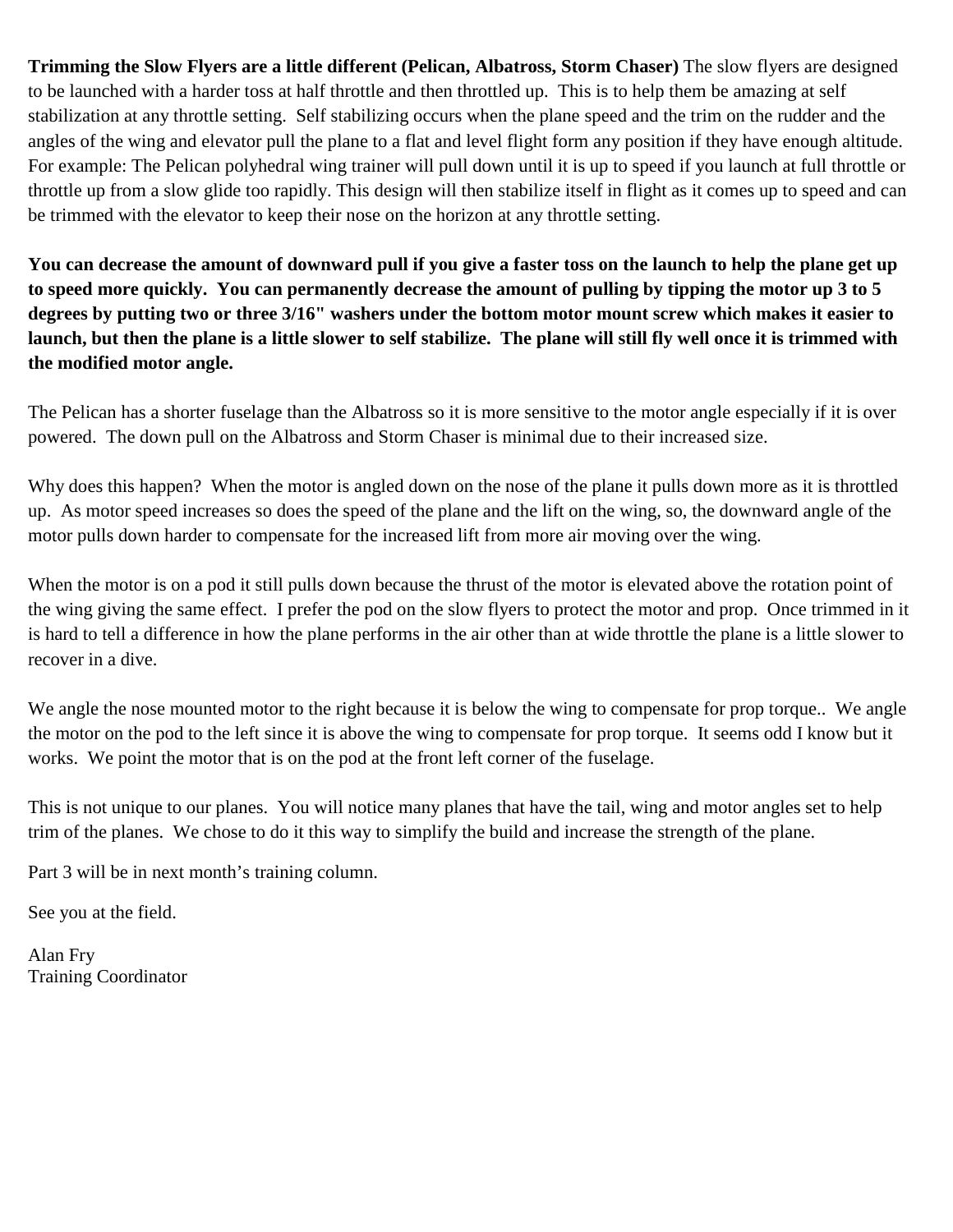**Trimming the Slow Flyers are a little different (Pelican, Albatross, Storm Chaser)** The slow flyers are designed to be launched with a harder toss at half throttle and then throttled up. This is to help them be amazing at self stabilization at any throttle setting. Self stabilizing occurs when the plane speed and the trim on the rudder and the angles of the wing and elevator pull the plane to a flat and level flight form any position if they have enough altitude. For example: The Pelican polyhedral wing trainer will pull down until it is up to speed if you launch at full throttle or throttle up from a slow glide too rapidly. This design will then stabilize itself in flight as it comes up to speed and can be trimmed with the elevator to keep their nose on the horizon at any throttle setting.

**You can decrease the amount of downward pull if you give a faster toss on the launch to help the plane get up to speed more quickly. You can permanently decrease the amount of pulling by tipping the motor up 3 to 5 degrees by putting two or three 3/16" washers under the bottom motor mount screw which makes it easier to launch, but then the plane is a little slower to self stabilize. The plane will still fly well once it is trimmed with the modified motor angle.**

The Pelican has a shorter fuselage than the Albatross so it is more sensitive to the motor angle especially if it is over powered. The down pull on the Albatross and Storm Chaser is minimal due to their increased size.

Why does this happen? When the motor is angled down on the nose of the plane it pulls down more as it is throttled up. As motor speed increases so does the speed of the plane and the lift on the wing, so, the downward angle of the motor pulls down harder to compensate for the increased lift from more air moving over the wing.

When the motor is on a pod it still pulls down because the thrust of the motor is elevated above the rotation point of the wing giving the same effect. I prefer the pod on the slow flyers to protect the motor and prop. Once trimmed in it is hard to tell a difference in how the plane performs in the air other than at wide throttle the plane is a little slower to recover in a dive.

We angle the nose mounted motor to the right because it is below the wing to compensate for prop torque.. We angle the motor on the pod to the left since it is above the wing to compensate for prop torque. It seems odd I know but it works. We point the motor that is on the pod at the front left corner of the fuselage.

This is not unique to our planes. You will notice many planes that have the tail, wing and motor angles set to help trim of the planes. We chose to do it this way to simplify the build and increase the strength of the plane.

Part 3 will be in next month's training column.

See you at the field.

Alan Fry
Training Coordinator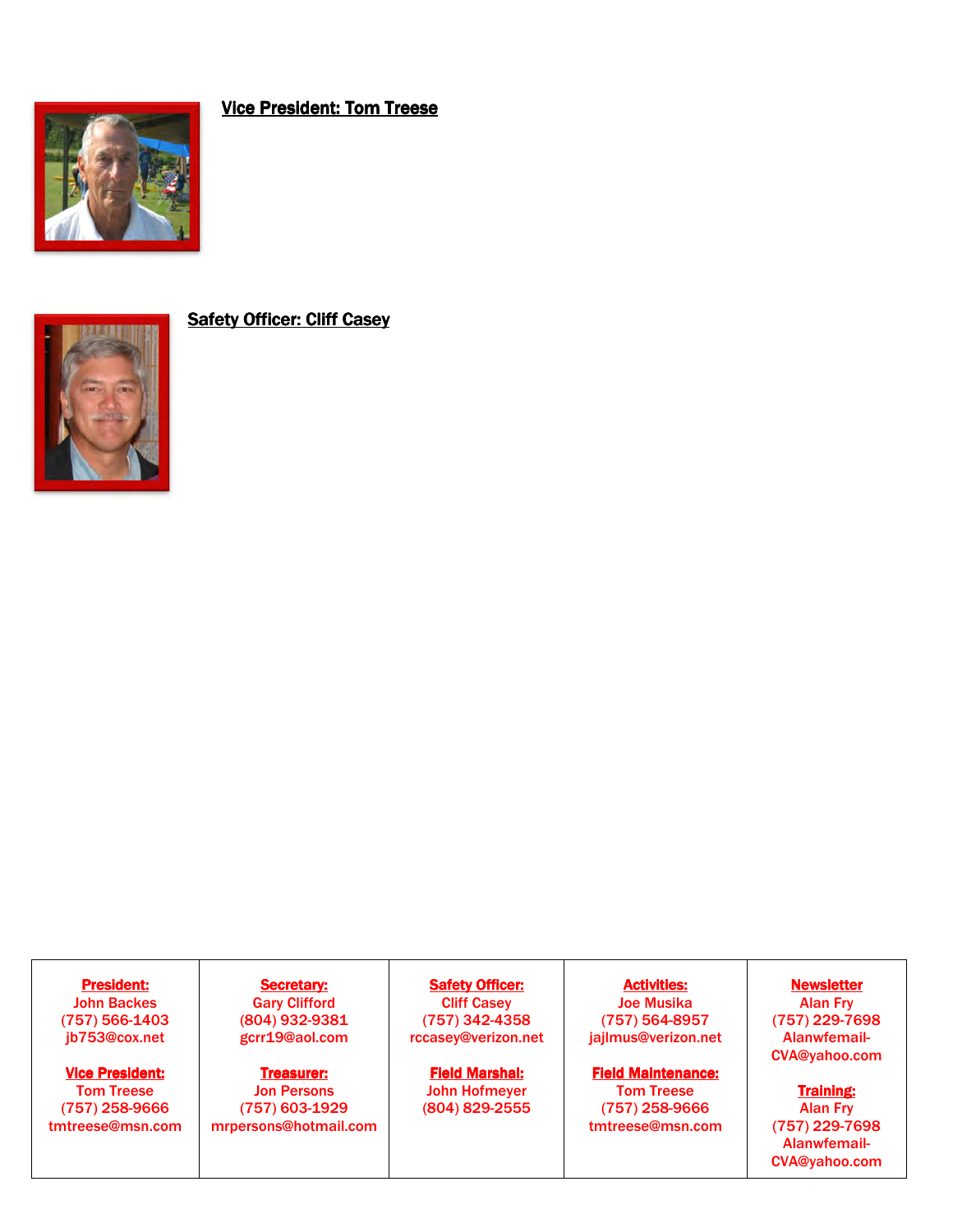**Vice President: Tom Treese**

**Safety Officer: Cliff Casey**

| | | | | |
|---|---|---|---|---|
| **President:**<br>John Backes<br>(757) 566-1403<br>jb753@cox.net<br><br>**Vice President:**<br>Tom Treese<br>(757) 258-9666<br>tmtreese@msn.com | **Secretary:**<br>Gary Clifford<br>(804) 932-9381<br>gcrr19@aol.com<br><br>**Treasurer:**<br>Jon Persons<br>(757) 603-1929<br>mrpersons@hotmail.com | **Safety Officer:**<br>Cliff Casey<br>(757) 342-4358<br>rccasey@verizon.net<br><br>**Field Marshal:**<br>John Hofmeyer<br>(804) 829-2555 | **Activities:**<br>Joe Musika<br>(757) 564-8957<br>jajlmus@verizon.net<br><br>**Field Maintenance:**<br>Tom Treese<br>(757) 258-9666<br>tmtreese@msn.com | **Newsletter**<br>Alan Fry<br>(757) 229-7698<br>Alanwfemail-CVA@yahoo.com<br><br>**Training:**<br>Alan Fry<br>(757) 229-7698<br>Alanwfemail-CVA@yahoo.com |